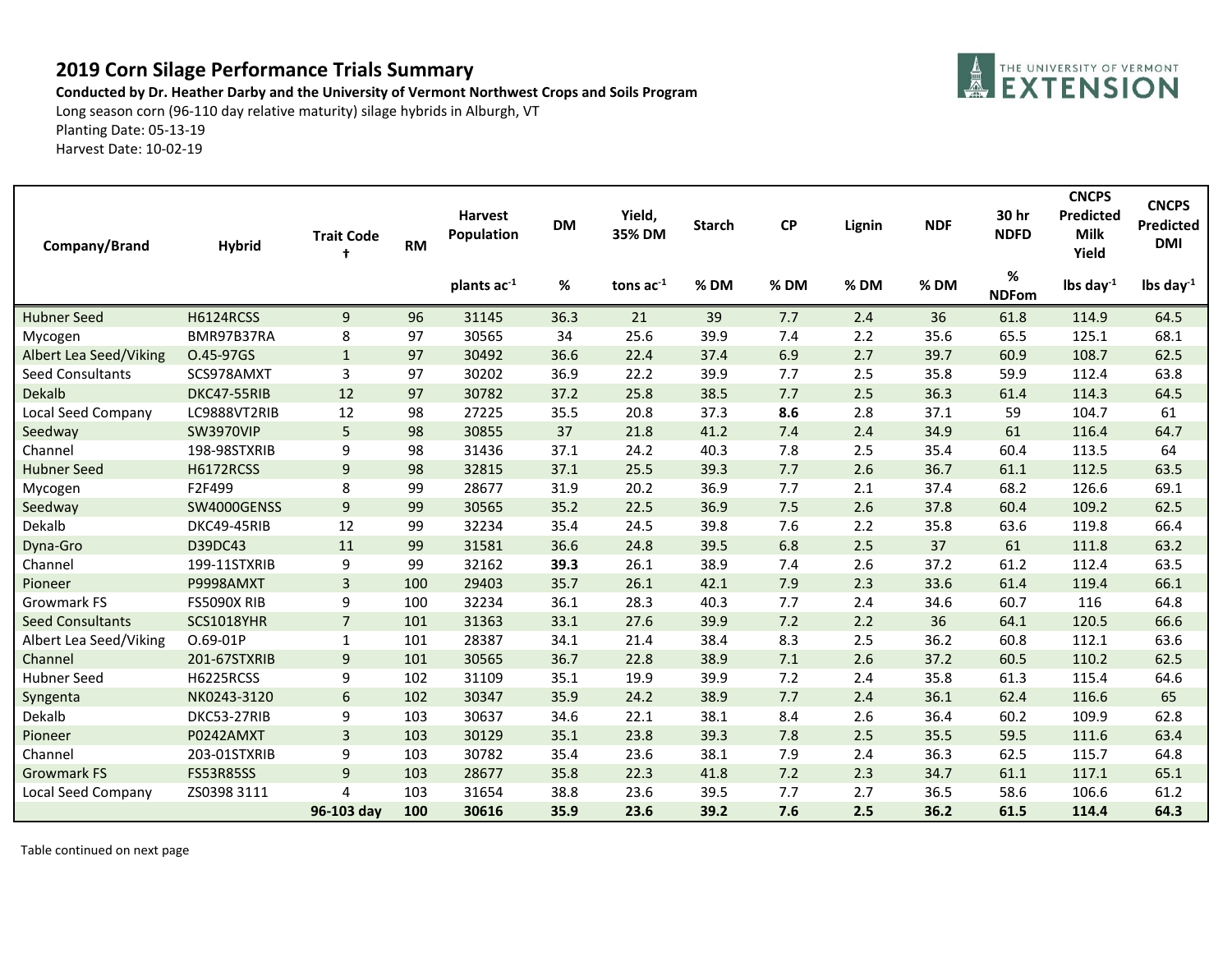# 2019 Corn Silage Performance Trials Summary

**Conducted by Dr. Heather Darby and the University of Vermont Northwest Crops and Soils Program**

Long season corn (96-110 day relative maturity) silage hybrids in Alburgh, VT

Planting Date: 05-13-19

Harvest Date: 10-02-19

| Company/Brand | Hybrid | Trait Code † | RM | Harvest Population | DM | Yield, 35% DM | Starch | CP | Lignin | NDF | 30 hr NDFD | CNCPS Predicted Milk Yield | CNCPS Predicted DMI |
|---|---|---|---|---|---|---|---|---|---|---|---|---|---|
| | | | | plants $ac^{-1}$ | % | tons $ac^{-1}$ | % DM | % DM | % DM | % DM | % NDFom | lbs $day^{-1}$ | lbs $day^{-1}$ |
| Hubner Seed | H6124RCSS | 9 | 96 | 31145 | 36.3 | 21 | 39 | 7.7 | 2.4 | 36 | 61.8 | 114.9 | 64.5 |
| Mycogen | BMR97B37RA | 8 | 97 | 30565 | 34 | 25.6 | 39.9 | 7.4 | 2.2 | 35.6 | 65.5 | 125.1 | 68.1 |
| Albert Lea Seed/Viking | O.45-97GS | 1 | 97 | 30492 | 36.6 | 22.4 | 37.4 | 6.9 | 2.7 | 39.7 | 60.9 | 108.7 | 62.5 |
| Seed Consultants | SCS978AMXT | 3 | 97 | 30202 | 36.9 | 22.2 | 39.9 | 7.7 | 2.5 | 35.8 | 59.9 | 112.4 | 63.8 |
| Dekalb | DKC47-55RIB | 12 | 97 | 30782 | 37.2 | 25.8 | 38.5 | 7.7 | 2.5 | 36.3 | 61.4 | 114.3 | 64.5 |
| Local Seed Company | LC9888VT2RIB | 12 | 98 | 27225 | 35.5 | 20.8 | 37.3 | **8.6** | 2.8 | 37.1 | 59 | 104.7 | 61 |
| Seedway | SW3970VIP | 5 | 98 | 30855 | 37 | 21.8 | 41.2 | 7.4 | 2.4 | 34.9 | 61 | 116.4 | 64.7 |
| Channel | 198-98STXRIB | 9 | 98 | 31436 | 37.1 | 24.2 | 40.3 | 7.8 | 2.5 | 35.4 | 60.4 | 113.5 | 64 |
| Hubner Seed | H6172RCSS | 9 | 98 | 32815 | 37.1 | 25.5 | 39.3 | 7.7 | 2.6 | 36.7 | 61.1 | 112.5 | 63.5 |
| Mycogen | F2F499 | 8 | 99 | 28677 | 31.9 | 20.2 | 36.9 | 7.7 | 2.1 | 37.4 | 68.2 | 126.6 | 69.1 |
| Seedway | SW4000GENSS | 9 | 99 | 30565 | 35.2 | 22.5 | 36.9 | 7.5 | 2.6 | 37.8 | 60.4 | 109.2 | 62.5 |
| Dekalb | DKC49-45RIB | 12 | 99 | 32234 | 35.4 | 24.5 | 39.8 | 7.6 | 2.2 | 35.8 | 63.6 | 119.8 | 66.4 |
| Dyna-Gro | D39DC43 | 11 | 99 | 31581 | 36.6 | 24.8 | 39.5 | 6.8 | 2.5 | 37 | 61 | 111.8 | 63.2 |
| Channel | 199-11STXRIB | 9 | 99 | 32162 | **39.3** | 26.1 | 38.9 | 7.4 | 2.6 | 37.2 | 61.2 | 112.4 | 63.5 |
| Pioneer | P9998AMXT | 3 | 100 | 29403 | 35.7 | 26.1 | 42.1 | 7.9 | 2.3 | 33.6 | 61.4 | 119.4 | 66.1 |
| Growmark FS | FS5090X RIB | 9 | 100 | 32234 | 36.1 | 28.3 | 40.3 | 7.7 | 2.4 | 34.6 | 60.7 | 116 | 64.8 |
| Seed Consultants | SCS1018YHR | 7 | 101 | 31363 | 33.1 | 27.6 | 39.9 | 7.2 | 2.2 | 36 | 64.1 | 120.5 | 66.6 |
| Albert Lea Seed/Viking | O.69-01P | 1 | 101 | 28387 | 34.1 | 21.4 | 38.4 | 8.3 | 2.5 | 36.2 | 60.8 | 112.1 | 63.6 |
| Channel | 201-67STXRIB | 9 | 101 | 30565 | 36.7 | 22.8 | 38.9 | 7.1 | 2.6 | 37.2 | 60.5 | 110.2 | 62.5 |
| Hubner Seed | H6225RCSS | 9 | 102 | 31109 | 35.1 | 19.9 | 39.9 | 7.2 | 2.4 | 35.8 | 61.3 | 115.4 | 64.6 |
| Syngenta | NK0243-3120 | 6 | 102 | 30347 | 35.9 | 24.2 | 38.9 | 7.7 | 2.4 | 36.1 | 62.4 | 116.6 | 65 |
| Dekalb | DKC53-27RIB | 9 | 103 | 30637 | 34.6 | 22.1 | 38.1 | 8.4 | 2.6 | 36.4 | 60.2 | 109.9 | 62.8 |
| Pioneer | P0242AMXT | 3 | 103 | 30129 | 35.1 | 23.8 | 39.3 | 7.8 | 2.5 | 35.5 | 59.5 | 111.6 | 63.4 |
| Channel | 203-01STXRIB | 9 | 103 | 30782 | 35.4 | 23.6 | 38.1 | 7.9 | 2.4 | 36.3 | 62.5 | 115.7 | 64.8 |
| Growmark FS | FS53R85SS | 9 | 103 | 28677 | 35.8 | 22.3 | 41.8 | 7.2 | 2.3 | 34.7 | 61.1 | 117.1 | 65.1 |
| Local Seed Company | ZS0398 3111 | 4 | 103 | 31654 | 38.8 | 23.6 | 39.5 | 7.7 | 2.7 | 36.5 | 58.6 | 106.6 | 61.2 |
| | | **96-103 day** | **100** | **30616** | **35.9** | **23.6** | **39.2** | **7.6** | **2.5** | **36.2** | **61.5** | **114.4** | **64.3** |

Table continued on next page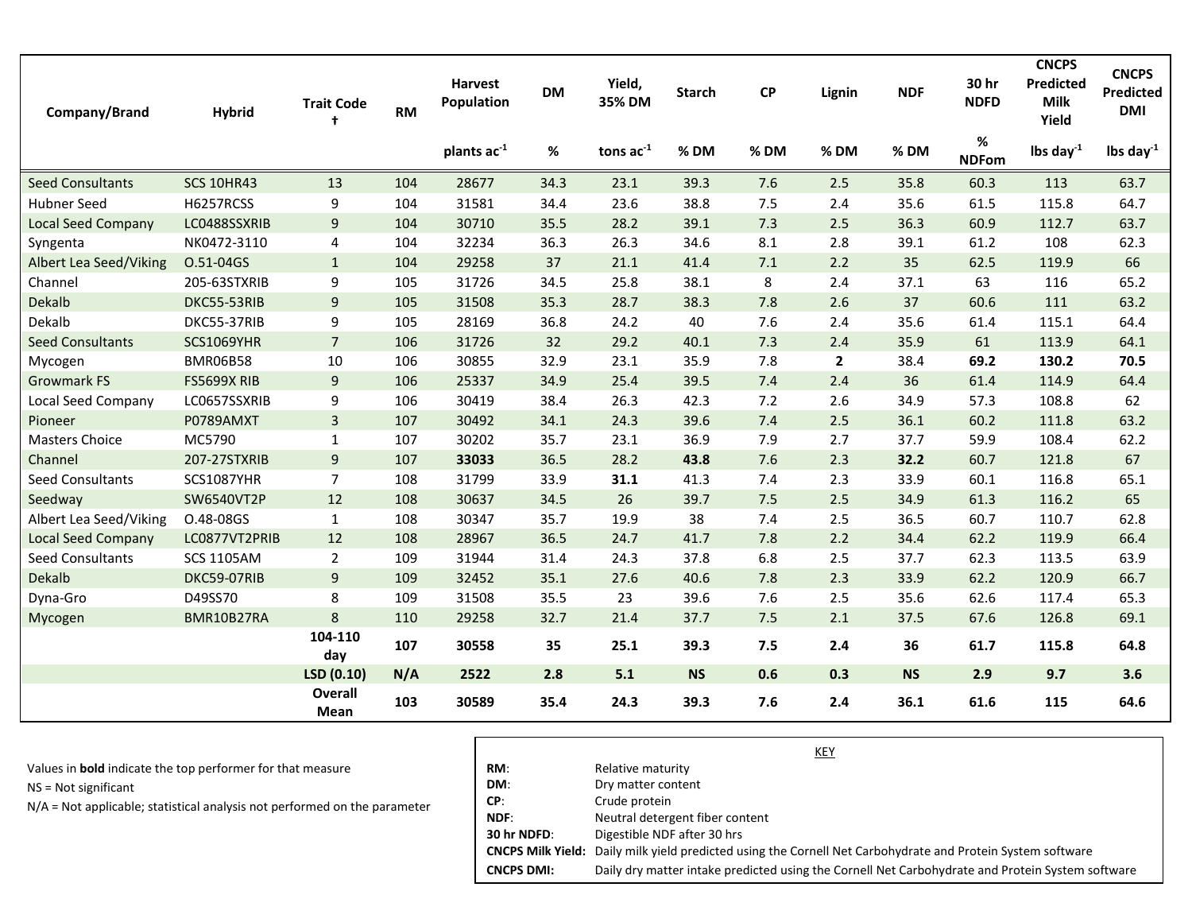| Company/Brand | Hybrid | Trait Code † | RM | Harvest Population | DM | Yield, 35% DM | Starch | CP | Lignin | NDF | 30 hr NDFD | CNCPS Predicted Milk Yield | CNCPS Predicted DMI |
|---|---|---|---|---|---|---|---|---|---|---|---|---|---|
| | | | | plants ac$^{-1}$ | % | tons ac$^{-1}$ | % DM | % DM | % DM | % DM | % NDFom | lbs day$^{-1}$ | lbs day$^{-1}$ |
| Seed Consultants | SCS 10HR43 | 13 | 104 | 28677 | 34.3 | 23.1 | 39.3 | 7.6 | 2.5 | 35.8 | 60.3 | 113 | 63.7 |
| Hubner Seed | H6257RCSS | 9 | 104 | 31581 | 34.4 | 23.6 | 38.8 | 7.5 | 2.4 | 35.6 | 61.5 | 115.8 | 64.7 |
| Local Seed Company | LC0488SSXRIB | 9 | 104 | 30710 | 35.5 | 28.2 | 39.1 | 7.3 | 2.5 | 36.3 | 60.9 | 112.7 | 63.7 |
| Syngenta | NK0472-3110 | 4 | 104 | 32234 | 36.3 | 26.3 | 34.6 | 8.1 | 2.8 | 39.1 | 61.2 | 108 | 62.3 |
| Albert Lea Seed/Viking | O.51-04GS | 1 | 104 | 29258 | 37 | 21.1 | 41.4 | 7.1 | 2.2 | 35 | 62.5 | 119.9 | 66 |
| Channel | 205-63STXRIB | 9 | 105 | 31726 | 34.5 | 25.8 | 38.1 | 8 | 2.4 | 37.1 | 63 | 116 | 65.2 |
| Dekalb | DKC55-53RIB | 9 | 105 | 31508 | 35.3 | 28.7 | 38.3 | 7.8 | 2.6 | 37 | 60.6 | 111 | 63.2 |
| Dekalb | DKC55-37RIB | 9 | 105 | 28169 | 36.8 | 24.2 | 40 | 7.6 | 2.4 | 35.6 | 61.4 | 115.1 | 64.4 |
| Seed Consultants | SCS1069YHR | 7 | 106 | 31726 | 32 | 29.2 | 40.1 | 7.3 | 2.4 | 35.9 | 61 | 113.9 | 64.1 |
| Mycogen | BMR06B58 | 10 | 106 | 30855 | 32.9 | 23.1 | 35.9 | 7.8 | **2** | 38.4 | **69.2** | **130.2** | **70.5** |
| Growmark FS | FS5699X RIB | 9 | 106 | 25337 | 34.9 | 25.4 | 39.5 | 7.4 | 2.4 | 36 | 61.4 | 114.9 | 64.4 |
| Local Seed Company | LC0657SSXRIB | 9 | 106 | 30419 | 38.4 | 26.3 | 42.3 | 7.2 | 2.6 | 34.9 | 57.3 | 108.8 | 62 |
| Pioneer | P0789AMXT | 3 | 107 | 30492 | 34.1 | 24.3 | 39.6 | 7.4 | 2.5 | 36.1 | 60.2 | 111.8 | 63.2 |
| Masters Choice | MC5790 | 1 | 107 | 30202 | 35.7 | 23.1 | 36.9 | 7.9 | 2.7 | 37.7 | 59.9 | 108.4 | 62.2 |
| Channel | 207-27STXRIB | 9 | 107 | **33033** | 36.5 | 28.2 | **43.8** | 7.6 | 2.3 | **32.2** | 60.7 | 121.8 | 67 |
| Seed Consultants | SCS1087YHR | 7 | 108 | 31799 | 33.9 | **31.1** | 41.3 | 7.4 | 2.3 | 33.9 | 60.1 | 116.8 | 65.1 |
| Seedway | SW6540VT2P | 12 | 108 | 30637 | 34.5 | 26 | 39.7 | 7.5 | 2.5 | 34.9 | 61.3 | 116.2 | 65 |
| Albert Lea Seed/Viking | O.48-08GS | 1 | 108 | 30347 | 35.7 | 19.9 | 38 | 7.4 | 2.5 | 36.5 | 60.7 | 110.7 | 62.8 |
| Local Seed Company | LC0877VT2PRIB | 12 | 108 | 28967 | 36.5 | 24.7 | 41.7 | 7.8 | 2.2 | 34.4 | 62.2 | 119.9 | 66.4 |
| Seed Consultants | SCS 1105AM | 2 | 109 | 31944 | 31.4 | 24.3 | 37.8 | 6.8 | 2.5 | 37.7 | 62.3 | 113.5 | 63.9 |
| Dekalb | DKC59-07RIB | 9 | 109 | 32452 | 35.1 | 27.6 | 40.6 | 7.8 | 2.3 | 33.9 | 62.2 | 120.9 | 66.7 |
| Dyna-Gro | D49SS70 | 8 | 109 | 31508 | 35.5 | 23 | 39.6 | 7.6 | 2.5 | 35.6 | 62.6 | 117.4 | 65.3 |
| Mycogen | BMR10B27RA | 8 | 110 | 29258 | 32.7 | 21.4 | 37.7 | 7.5 | 2.1 | 37.5 | 67.6 | 126.8 | 69.1 |
| | | **104-110 day** | **107** | **30558** | **35** | **25.1** | **39.3** | **7.5** | **2.4** | **36** | **61.7** | **115.8** | **64.8** |
| | | **LSD (0.10)** | **N/A** | **2522** | **2.8** | **5.1** | **NS** | **0.6** | **0.3** | **NS** | **2.9** | **9.7** | **3.6** |
| | | **Overall Mean** | **103** | **30589** | **35.4** | **24.3** | **39.3** | **7.6** | **2.4** | **36.1** | **61.6** | **115** | **64.6** |

Values in **bold** indicate the top performer for that measure

NS = Not significant

N/A = Not applicable; statistical analysis not performed on the parameter

KEY

| | |
|---|---|
| **RM**: | Relative maturity |
| **DM**: | Dry matter content |
| **CP**: | Crude protein |
| **NDF**: | Neutral detergent fiber content |
| **30 hr NDFD**: | Digestible NDF after 30 hrs |
| **CNCPS Milk Yield:** | Daily milk yield predicted using the Cornell Net Carbohydrate and Protein System software |
| **CNCPS DMI:** | Daily dry matter intake predicted using the Cornell Net Carbohydrate and Protein System software |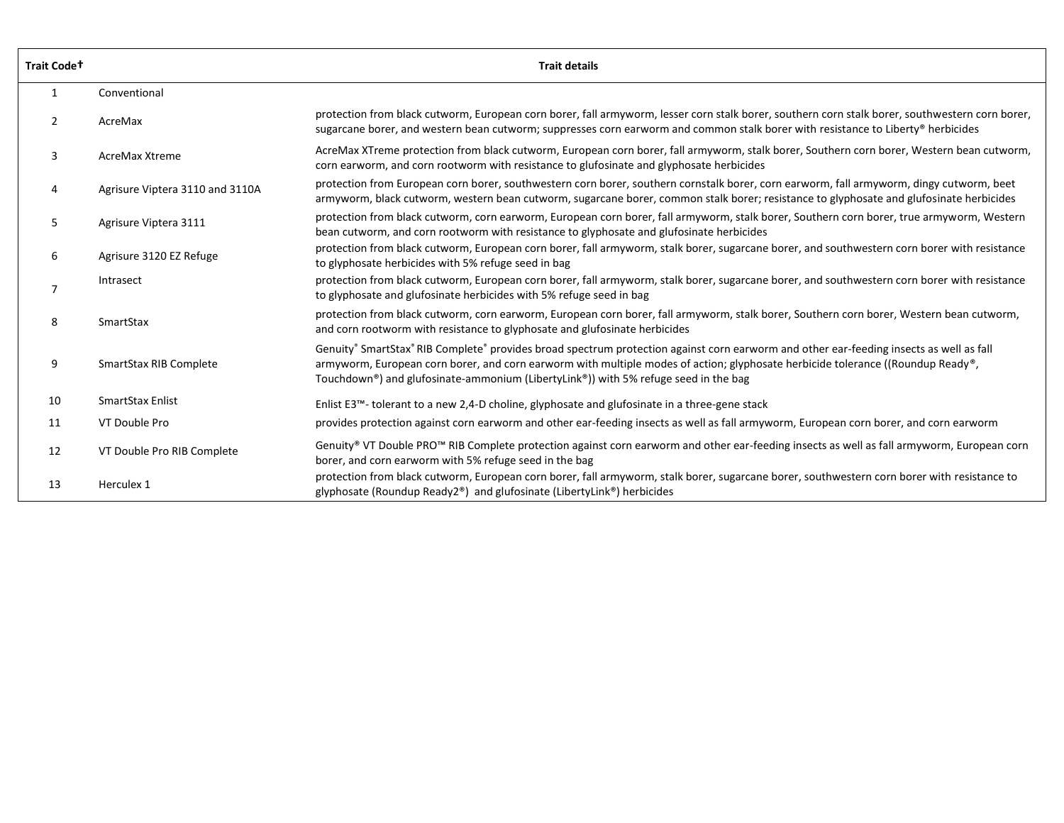| Trait Code† | | Trait details |
|---|---|---|
| 1 | Conventional | |
| 2 | AcreMax | protection from black cutworm, European corn borer, fall armyworm, lesser corn stalk borer, southern corn stalk borer, southwestern corn borer, sugarcane borer, and western bean cutworm; suppresses corn earworm and common stalk borer with resistance to Liberty® herbicides |
| 3 | AcreMax Xtreme | AcreMax XTreme protection from black cutworm, European corn borer, fall armyworm, stalk borer, Southern corn borer, Western bean cutworm, corn earworm, and corn rootworm with resistance to glufosinate and glyphosate herbicides |
| 4 | Agrisure Viptera 3110 and 3110A | protection from European corn borer, southwestern corn borer, southern cornstalk borer, corn earworm, fall armyworm, dingy cutworm, beet armyworm, black cutworm, western bean cutworm, sugarcane borer, common stalk borer; resistance to glyphosate and glufosinate herbicides |
| 5 | Agrisure Viptera 3111 | protection from black cutworm, corn earworm, European corn borer, fall armyworm, stalk borer, Southern corn borer, true armyworm, Western bean cutworm, and corn rootworm with resistance to glyphosate and glufosinate herbicides |
| 6 | Agrisure 3120 EZ Refuge | protection from black cutworm, European corn borer, fall armyworm, stalk borer, sugarcane borer, and southwestern corn borer with resistance to glyphosate herbicides with 5% refuge seed in bag |
| 7 | Intrasect | protection from black cutworm, European corn borer, fall armyworm, stalk borer, sugarcane borer, and southwestern corn borer with resistance to glyphosate and glufosinate herbicides with 5% refuge seed in bag |
| 8 | SmartStax | protection from black cutworm, corn earworm, European corn borer, fall armyworm, stalk borer, Southern corn borer, Western bean cutworm, and corn rootworm with resistance to glyphosate and glufosinate herbicides |
| 9 | SmartStax RIB Complete | Genuity® SmartStax® RIB Complete® provides broad spectrum protection against corn earworm and other ear-feeding insects as well as fall armyworm, European corn borer, and corn earworm with multiple modes of action; glyphosate herbicide tolerance ((Roundup Ready®, Touchdown®) and glufosinate-ammonium (LibertyLink®)) with 5% refuge seed in the bag |
| 10 | SmartStax Enlist | Enlist E3™- tolerant to a new 2,4-D choline, glyphosate and glufosinate in a three-gene stack |
| 11 | VT Double Pro | provides protection against corn earworm and other ear-feeding insects as well as fall armyworm, European corn borer, and corn earworm |
| 12 | VT Double Pro RIB Complete | Genuity® VT Double PRO™ RIB Complete protection against corn earworm and other ear-feeding insects as well as fall armyworm, European corn borer, and corn earworm with 5% refuge seed in the bag |
| 13 | Herculex 1 | protection from black cutworm, European corn borer, fall armyworm, stalk borer, sugarcane borer, southwestern corn borer with resistance to glyphosate (Roundup Ready2®) and glufosinate (LibertyLink®) herbicides |